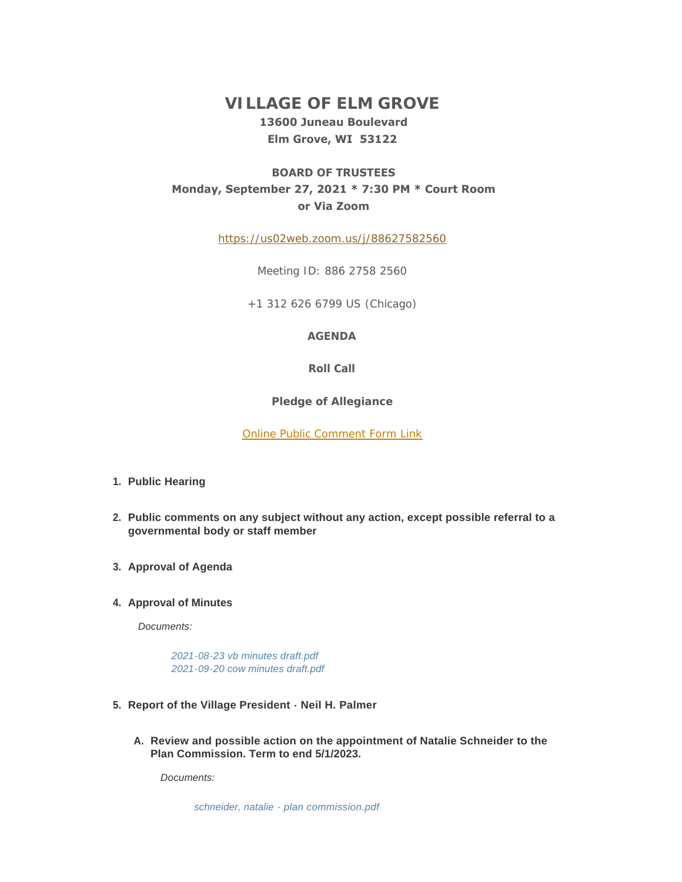# VILLAGE OF ELM GROVE

**13600 Juneau Boulevard**
**Elm Grove, WI 53122**

**BOARD OF TRUSTEES**
**Monday, September 27, 2021 * 7:30 PM * Court Room**
**or Via Zoom**

https://us02web.zoom.us/j/88627582560

Meeting ID: 886 2758 2560

+1 312 626 6799 US (Chicago)

**AGENDA**

**Roll Call**

**Pledge of Allegiance**

Online Public Comment Form Link

1. **Public Hearing**

2. **Public comments on any subject without any action, except possible referral to a governmental body or staff member**

3. **Approval of Agenda**

4. **Approval of Minutes**

   *Documents:*

   *2021-08-23 vb minutes draft.pdf*
   *2021-09-20 cow minutes draft.pdf*

5. **Report of the Village President - Neil H. Palmer**

   A. **Review and possible action on the appointment of Natalie Schneider to the Plan Commission. Term to end 5/1/2023.**

      *Documents:*

      *schneider, natalie - plan commission.pdf*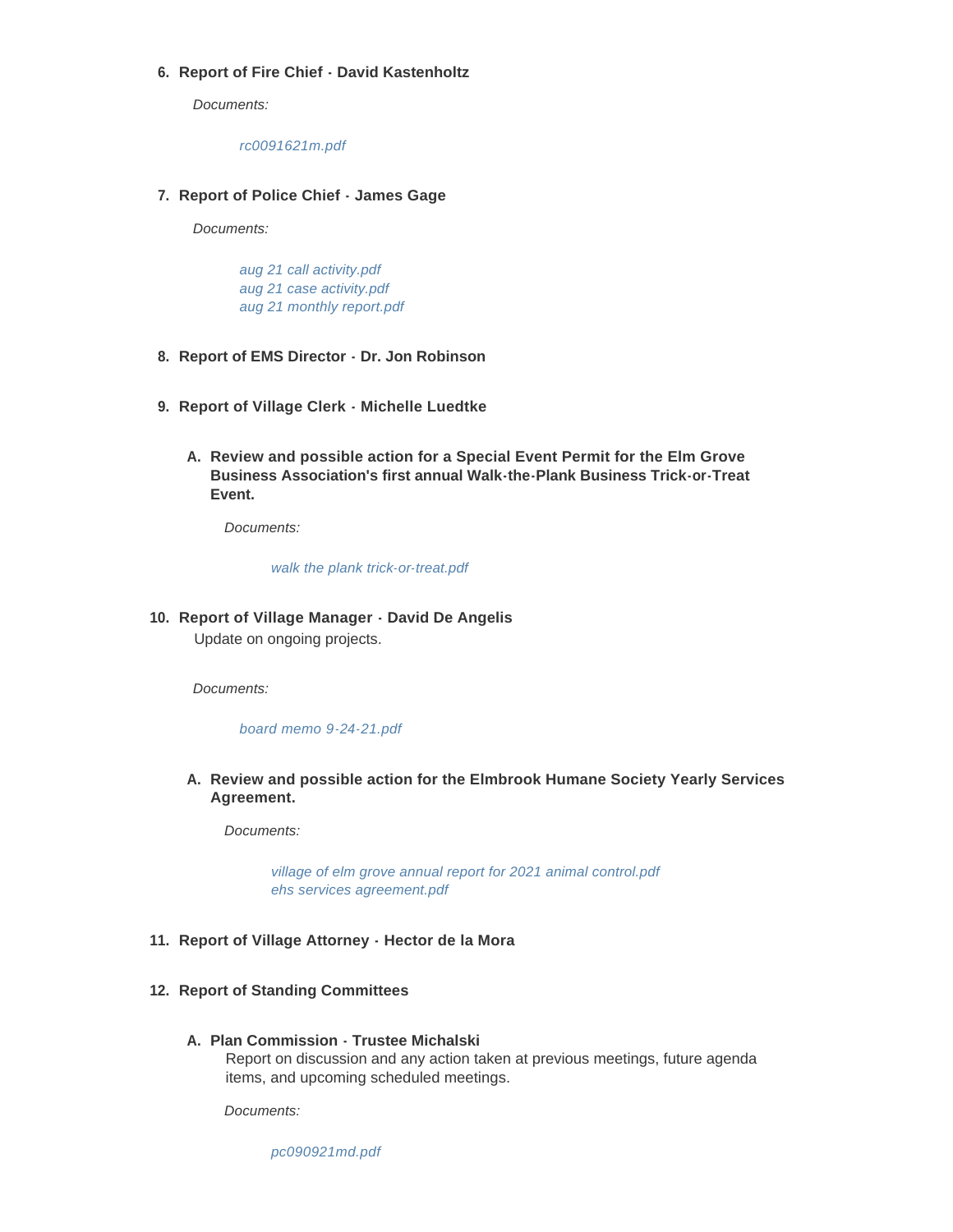6. **Report of Fire Chief - David Kastenholtz**

   *Documents:*

   *rc0091621m.pdf*

7. **Report of Police Chief - James Gage**

   *Documents:*

   *aug 21 call activity.pdf*
   *aug 21 case activity.pdf*
   *aug 21 monthly report.pdf*

8. **Report of EMS Director - Dr. Jon Robinson**

9. **Report of Village Clerk - Michelle Luedtke**

   A. **Review and possible action for a Special Event Permit for the Elm Grove Business Association's first annual Walk-the-Plank Business Trick-or-Treat Event.**

      *Documents:*

      *walk the plank trick-or-treat.pdf*

10. **Report of Village Manager - David De Angelis**
    Update on ongoing projects.

    *Documents:*

    *board memo 9-24-21.pdf*

    A. **Review and possible action for the Elmbrook Humane Society Yearly Services Agreement.**

       *Documents:*

       *village of elm grove annual report for 2021 animal control.pdf*
       *ehs services agreement.pdf*

11. **Report of Village Attorney - Hector de la Mora**

12. **Report of Standing Committees**

    A. **Plan Commission - Trustee Michalski**
       Report on discussion and any action taken at previous meetings, future agenda items, and upcoming scheduled meetings.

       *Documents:*

       *pc090921md.pdf*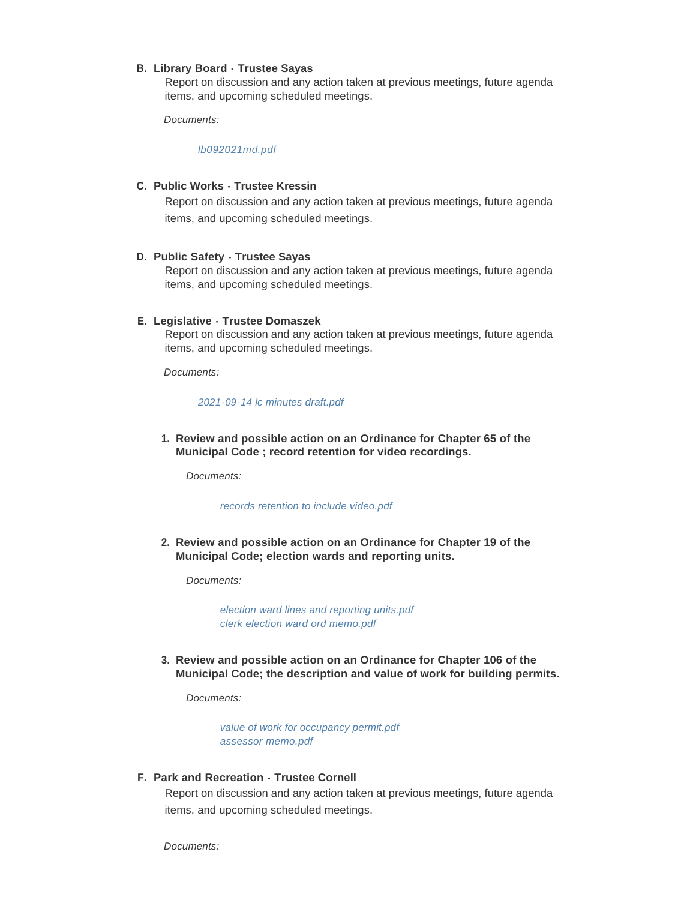**B. Library Board - Trustee Sayas**

Report on discussion and any action taken at previous meetings, future agenda items, and upcoming scheduled meetings.

*Documents:*

*lb092021md.pdf*

**C. Public Works - Trustee Kressin**

Report on discussion and any action taken at previous meetings, future agenda items, and upcoming scheduled meetings.

**D. Public Safety - Trustee Sayas**

Report on discussion and any action taken at previous meetings, future agenda items, and upcoming scheduled meetings.

**E. Legislative - Trustee Domaszek**

Report on discussion and any action taken at previous meetings, future agenda items, and upcoming scheduled meetings.

*Documents:*

*2021-09-14 lc minutes draft.pdf*

1. **Review and possible action on an Ordinance for Chapter 65 of the Municipal Code ; record retention for video recordings.**

   *Documents:*

   *records retention to include video.pdf*

2. **Review and possible action on an Ordinance for Chapter 19 of the Municipal Code; election wards and reporting units.**

   *Documents:*

   *election ward lines and reporting units.pdf*
   *clerk election ward ord memo.pdf*

3. **Review and possible action on an Ordinance for Chapter 106 of the Municipal Code; the description and value of work for building permits.**

   *Documents:*

   *value of work for occupancy permit.pdf*
   *assessor memo.pdf*

**F. Park and Recreation - Trustee Cornell**

Report on discussion and any action taken at previous meetings, future agenda items, and upcoming scheduled meetings.

*Documents:*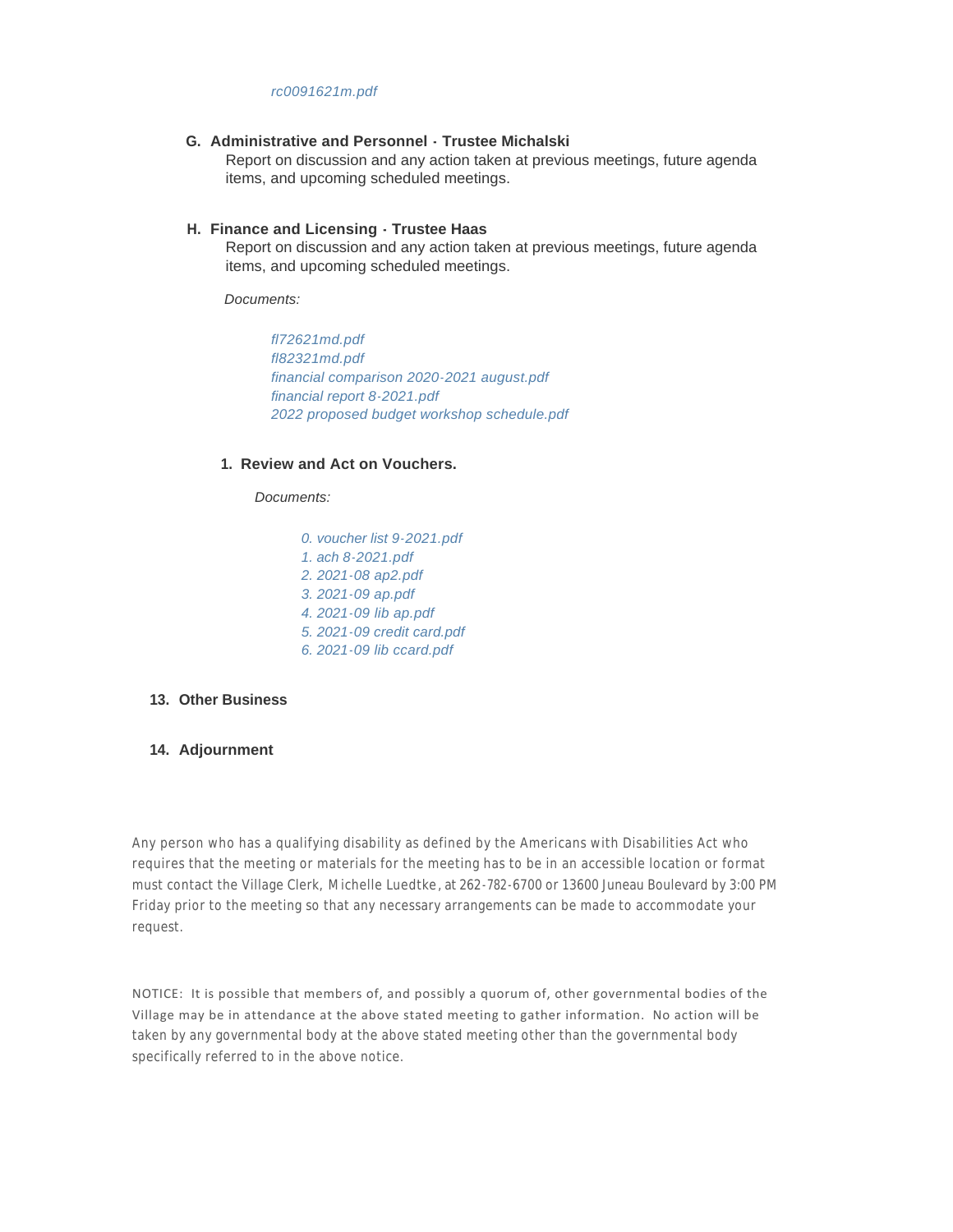*rc0091621m.pdf*

**G. Administrative and Personnel - Trustee Michalski**

Report on discussion and any action taken at previous meetings, future agenda items, and upcoming scheduled meetings.

**H. Finance and Licensing - Trustee Haas**

Report on discussion and any action taken at previous meetings, future agenda items, and upcoming scheduled meetings.

*Documents:*

*fl72621md.pdf*
*fl82321md.pdf*
*financial comparison 2020-2021 august.pdf*
*financial report 8-2021.pdf*
*2022 proposed budget workshop schedule.pdf*

**1. Review and Act on Vouchers.**

*Documents:*

*0. voucher list 9-2021.pdf*
*1. ach 8-2021.pdf*
*2. 2021-08 ap2.pdf*
*3. 2021-09 ap.pdf*
*4. 2021-09 lib ap.pdf*
*5. 2021-09 credit card.pdf*
*6. 2021-09 lib ccard.pdf*

**13. Other Business**

**14. Adjournment**

Any person who has a qualifying disability as defined by the Americans with Disabilities Act who requires that the meeting or materials for the meeting has to be in an accessible location or format must contact the Village Clerk, Michelle Luedtke, at 262-782-6700 or 13600 Juneau Boulevard by 3:00 PM Friday prior to the meeting so that any necessary arrangements can be made to accommodate your request.

NOTICE: It is possible that members of, and possibly a quorum of, other governmental bodies of the Village may be in attendance at the above stated meeting to gather information. No action will be taken by any governmental body at the above stated meeting other than the governmental body specifically referred to in the above notice.